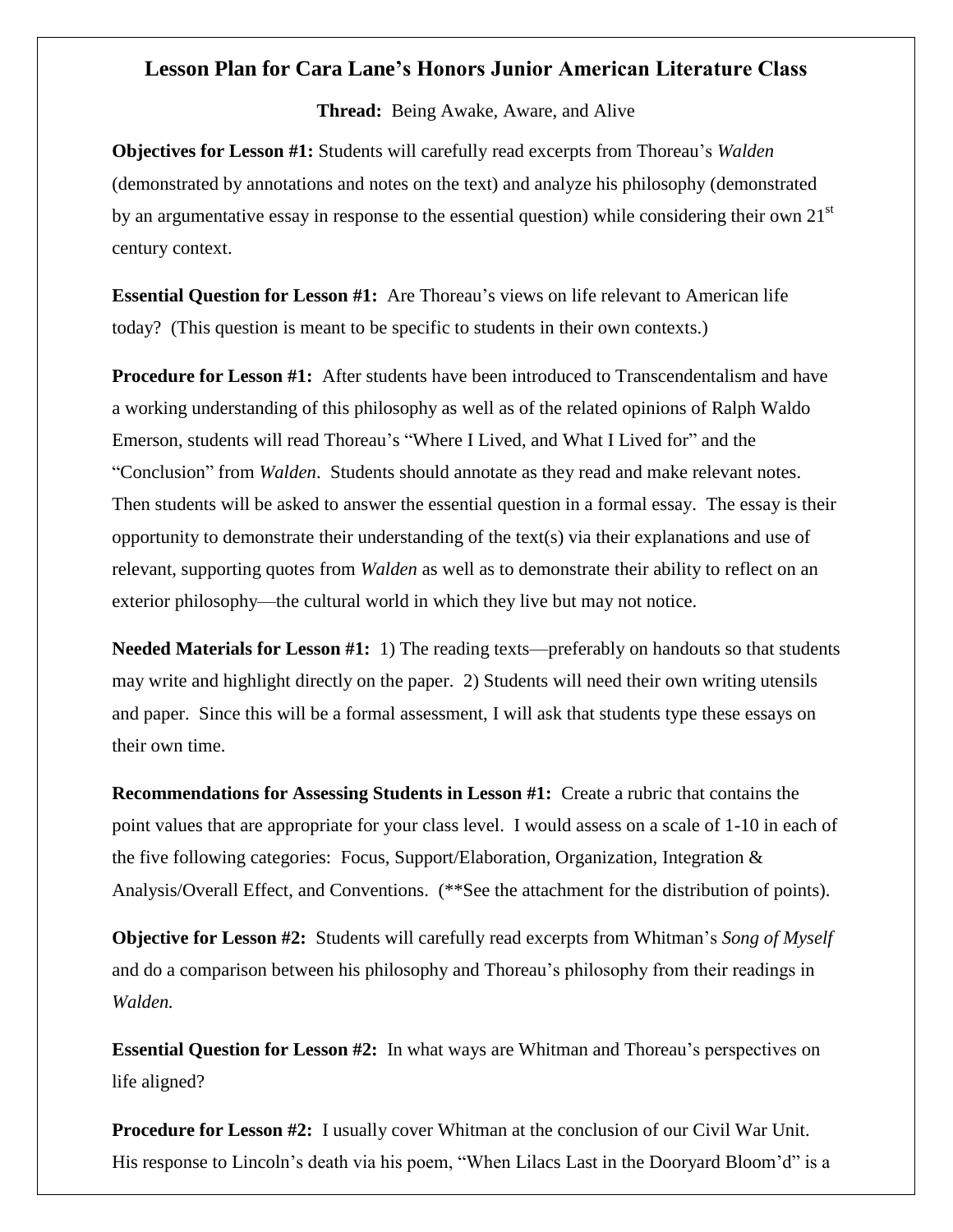# Lesson Plan for Cara Lane's Honors Junior American Literature Class

**Thread:** Being Awake, Aware, and Alive

**Objectives for Lesson #1:** Students will carefully read excerpts from Thoreau's *Walden* (demonstrated by annotations and notes on the text) and analyze his philosophy (demonstrated by an argumentative essay in response to the essential question) while considering their own 21st century context.

**Essential Question for Lesson #1:** Are Thoreau's views on life relevant to American life today? (This question is meant to be specific to students in their own contexts.)

**Procedure for Lesson #1:** After students have been introduced to Transcendentalism and have a working understanding of this philosophy as well as of the related opinions of Ralph Waldo Emerson, students will read Thoreau's "Where I Lived, and What I Lived for" and the "Conclusion" from *Walden*. Students should annotate as they read and make relevant notes. Then students will be asked to answer the essential question in a formal essay. The essay is their opportunity to demonstrate their understanding of the text(s) via their explanations and use of relevant, supporting quotes from *Walden* as well as to demonstrate their ability to reflect on an exterior philosophy—the cultural world in which they live but may not notice.

**Needed Materials for Lesson #1:** 1) The reading texts—preferably on handouts so that students may write and highlight directly on the paper. 2) Students will need their own writing utensils and paper. Since this will be a formal assessment, I will ask that students type these essays on their own time.

**Recommendations for Assessing Students in Lesson #1:** Create a rubric that contains the point values that are appropriate for your class level. I would assess on a scale of 1-10 in each of the five following categories: Focus, Support/Elaboration, Organization, Integration & Analysis/Overall Effect, and Conventions. (**See the attachment for the distribution of points).

**Objective for Lesson #2:** Students will carefully read excerpts from Whitman's *Song of Myself* and do a comparison between his philosophy and Thoreau's philosophy from their readings in *Walden.*

**Essential Question for Lesson #2:** In what ways are Whitman and Thoreau's perspectives on life aligned?

**Procedure for Lesson #2:** I usually cover Whitman at the conclusion of our Civil War Unit. His response to Lincoln's death via his poem, "When Lilacs Last in the Dooryard Bloom'd" is a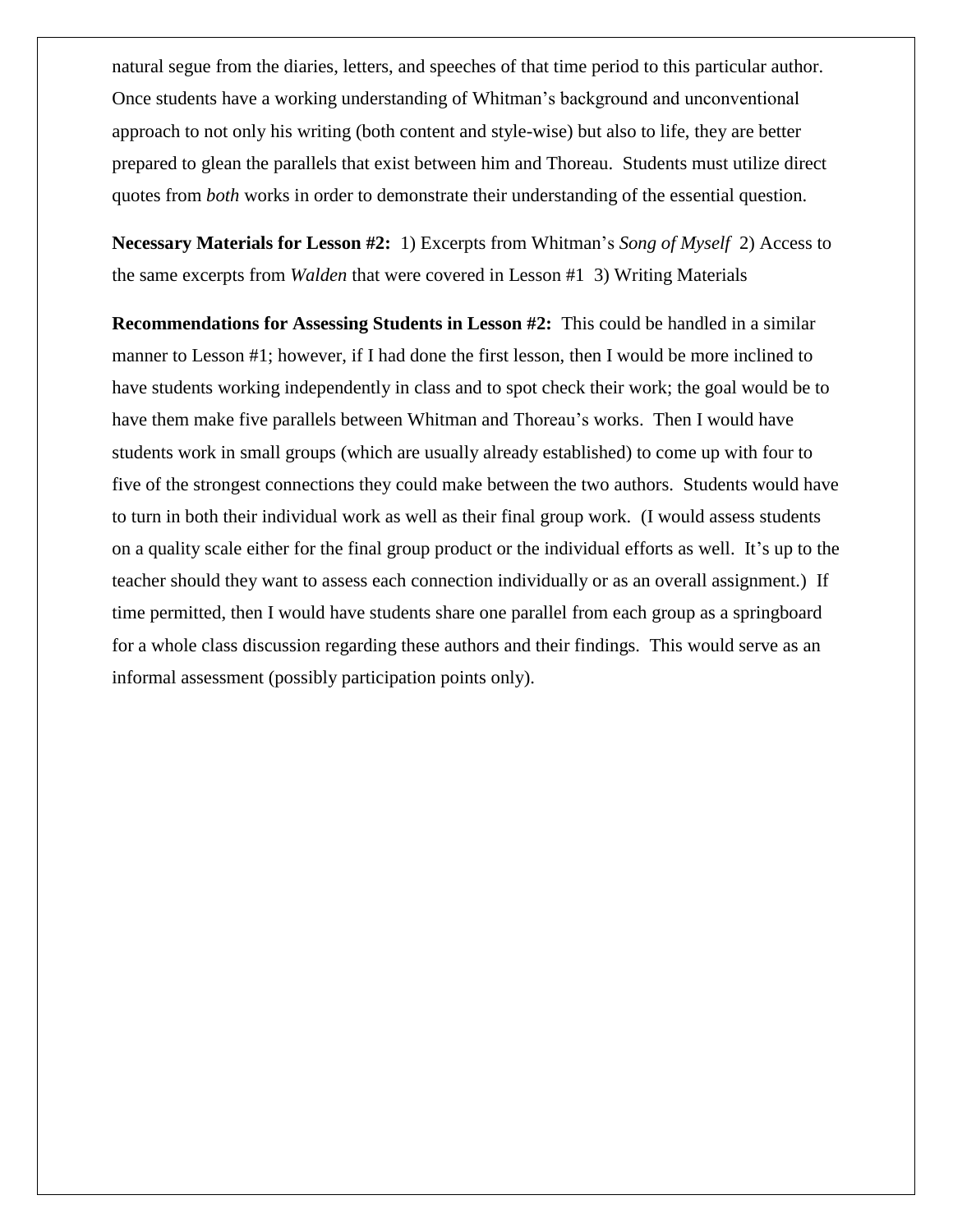natural segue from the diaries, letters, and speeches of that time period to this particular author. Once students have a working understanding of Whitman's background and unconventional approach to not only his writing (both content and style-wise) but also to life, they are better prepared to glean the parallels that exist between him and Thoreau. Students must utilize direct quotes from *both* works in order to demonstrate their understanding of the essential question.

**Necessary Materials for Lesson #2:** 1) Excerpts from Whitman's *Song of Myself* 2) Access to the same excerpts from *Walden* that were covered in Lesson #1 3) Writing Materials

**Recommendations for Assessing Students in Lesson #2:** This could be handled in a similar manner to Lesson #1; however, if I had done the first lesson, then I would be more inclined to have students working independently in class and to spot check their work; the goal would be to have them make five parallels between Whitman and Thoreau's works. Then I would have students work in small groups (which are usually already established) to come up with four to five of the strongest connections they could make between the two authors. Students would have to turn in both their individual work as well as their final group work. (I would assess students on a quality scale either for the final group product or the individual efforts as well. It's up to the teacher should they want to assess each connection individually or as an overall assignment.) If time permitted, then I would have students share one parallel from each group as a springboard for a whole class discussion regarding these authors and their findings. This would serve as an informal assessment (possibly participation points only).